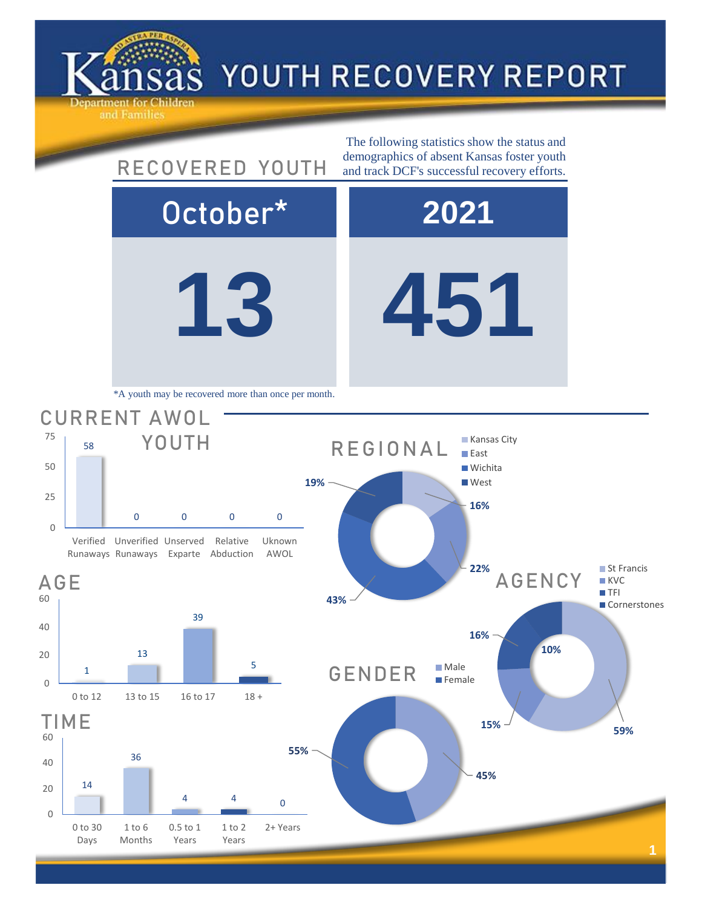# Kansas Department for Children and Families

# YOUTH RECOVERY REPORT

## RECOVERED YOUTH

The following statistics show the status and demographics of absent Kansas foster youth and track DCF's successful recovery efforts.

| October* | 2021 |
|---|---|
| 13 | 451 |

*A youth may be recovered more than once per month.

## CURRENT AWOL YOUTH

| Verified Runaways | Unverified Runaways | Unserved Exparte | Relative Abduction | Uknown AWOL |
|---|---|---|---|---|
| 58 | 0 | 0 | 0 | 0 |

## AGE

| 0 to 12 | 13 to 15 | 16 to 17 | 18 + |
|---|---|---|---|
| 1 | 13 | 39 | 5 |

## TIME

| 0 to 30 Days | 1 to 6 Months | 0.5 to 1 Years | 1 to 2 Years | 2+ Years |
|---|---|---|---|---|
| 14 | 36 | 4 | 4 | 0 |

## REGIONAL

| Kansas City | East | Wichita | West |
|---|---|---|---|
| 16% | 22% | 43% | 19% |

## AGENCY

| St Francis | KVC | TFI | Cornerstones |
|---|---|---|---|
| 59% | 15% | 16% | 10% |

## GENDER

| Male | Female |
|---|---|
| 45% | 55% |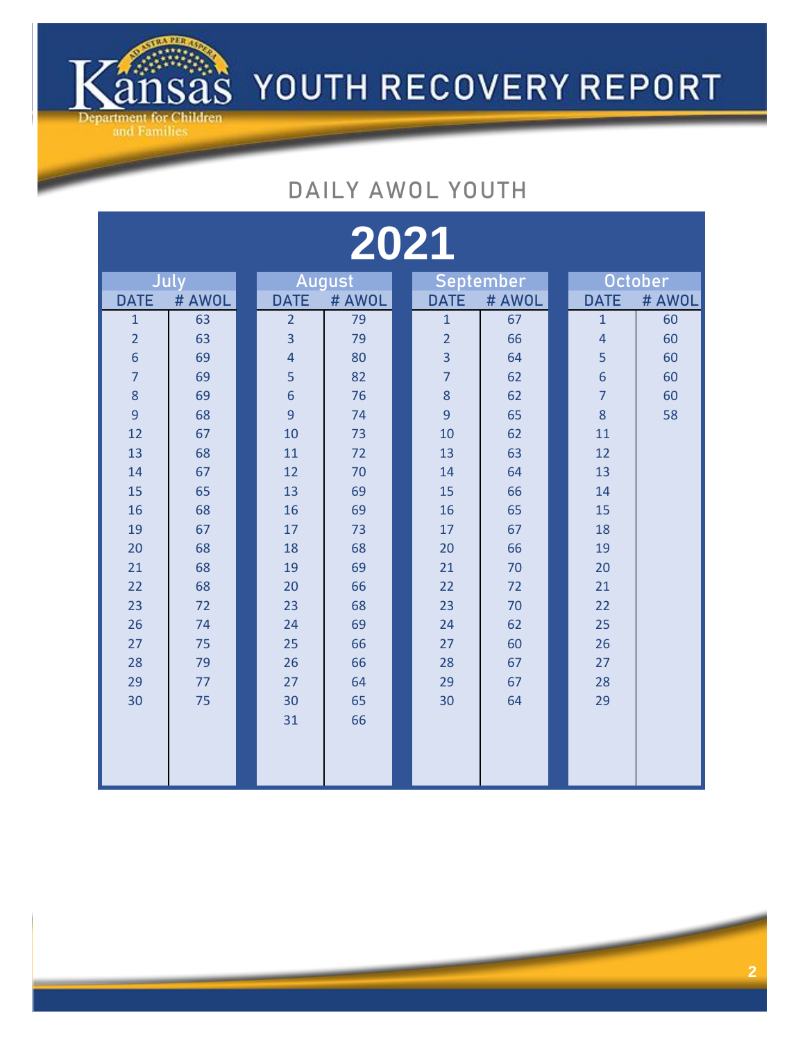# YOUTH RECOVERY REPORT

Kansas Department for Children and Families

## DAILY AWOL YOUTH

## 2021

| July | | August | | September | | October | |
|---|---|---|---|---|---|---|---|
| DATE | # AWOL | DATE | # AWOL | DATE | # AWOL | DATE | # AWOL |
| 1 | 63 | 2 | 79 | 1 | 67 | 1 | 60 |
| 2 | 63 | 3 | 79 | 2 | 66 | 4 | 60 |
| 6 | 69 | 4 | 80 | 3 | 64 | 5 | 60 |
| 7 | 69 | 5 | 82 | 7 | 62 | 6 | 60 |
| 8 | 69 | 6 | 76 | 8 | 62 | 7 | 60 |
| 9 | 68 | 9 | 74 | 9 | 65 | 8 | 58 |
| 12 | 67 | 10 | 73 | 10 | 62 | 11 | |
| 13 | 68 | 11 | 72 | 13 | 63 | 12 | |
| 14 | 67 | 12 | 70 | 14 | 64 | 13 | |
| 15 | 65 | 13 | 69 | 15 | 66 | 14 | |
| 16 | 68 | 16 | 69 | 16 | 65 | 15 | |
| 19 | 67 | 17 | 73 | 17 | 67 | 18 | |
| 20 | 68 | 18 | 68 | 20 | 66 | 19 | |
| 21 | 68 | 19 | 69 | 21 | 70 | 20 | |
| 22 | 68 | 20 | 66 | 22 | 72 | 21 | |
| 23 | 72 | 23 | 68 | 23 | 70 | 22 | |
| 26 | 74 | 24 | 69 | 24 | 62 | 25 | |
| 27 | 75 | 25 | 66 | 27 | 60 | 26 | |
| 28 | 79 | 26 | 66 | 28 | 67 | 27 | |
| 29 | 77 | 27 | 64 | 29 | 67 | 28 | |
| 30 | 75 | 30 | 65 | 30 | 64 | 29 | |
| | | 31 | 66 | | | | |